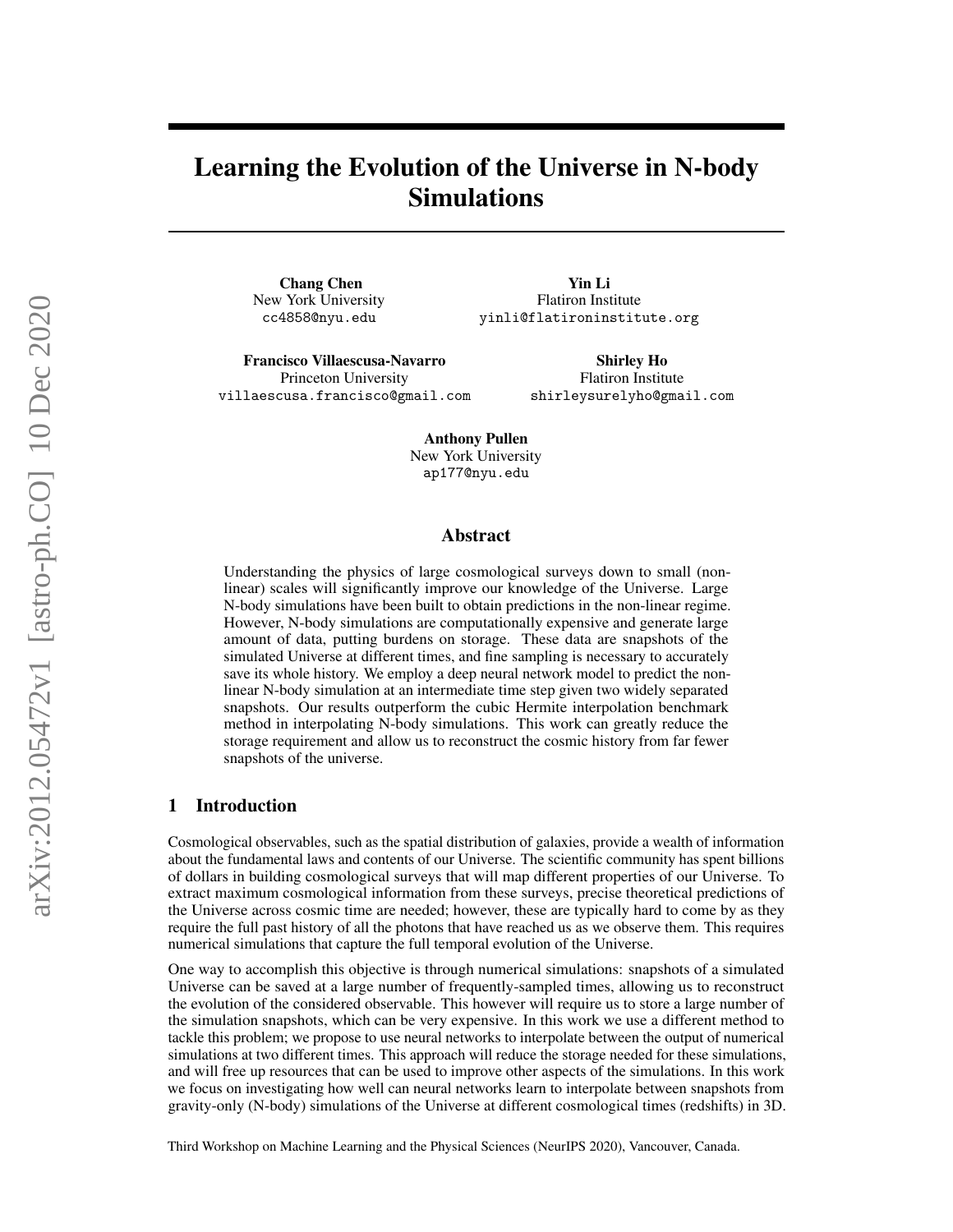# Learning the Evolution of the Universe in N-body Simulations

**Chang Chen**
New York University
cc4858@nyu.edu

**Yin Li**
Flatiron Institute
yinli@flatironinstitute.org

**Francisco Villaescusa-Navarro**
Princeton University
villaescusa.francisco@gmail.com

**Shirley Ho**
Flatiron Institute
shirleysurelyho@gmail.com

**Anthony Pullen**
New York University
ap177@nyu.edu

## Abstract

Understanding the physics of large cosmological surveys down to small (non-linear) scales will significantly improve our knowledge of the Universe. Large N-body simulations have been built to obtain predictions in the non-linear regime. However, N-body simulations are computationally expensive and generate large amount of data, putting burdens on storage. These data are snapshots of the simulated Universe at different times, and fine sampling is necessary to accurately save its whole history. We employ a deep neural network model to predict the non-linear N-body simulation at an intermediate time step given two widely separated snapshots. Our results outperform the cubic Hermite interpolation benchmark method in interpolating N-body simulations. This work can greatly reduce the storage requirement and allow us to reconstruct the cosmic history from far fewer snapshots of the universe.

## 1 Introduction

Cosmological observables, such as the spatial distribution of galaxies, provide a wealth of information about the fundamental laws and contents of our Universe. The scientific community has spent billions of dollars in building cosmological surveys that will map different properties of our Universe. To extract maximum cosmological information from these surveys, precise theoretical predictions of the Universe across cosmic time are needed; however, these are typically hard to come by as they require the full past history of all the photons that have reached us as we observe them. This requires numerical simulations that capture the full temporal evolution of the Universe.

One way to accomplish this objective is through numerical simulations: snapshots of a simulated Universe can be saved at a large number of frequently-sampled times, allowing us to reconstruct the evolution of the considered observable. This however will require us to store a large number of the simulation snapshots, which can be very expensive. In this work we use a different method to tackle this problem; we propose to use neural networks to interpolate between the output of numerical simulations at two different times. This approach will reduce the storage needed for these simulations, and will free up resources that can be used to improve other aspects of the simulations. In this work we focus on investigating how well can neural networks learn to interpolate between snapshots from gravity-only (N-body) simulations of the Universe at different cosmological times (redshifts) in 3D.

Third Workshop on Machine Learning and the Physical Sciences (NeurIPS 2020), Vancouver, Canada.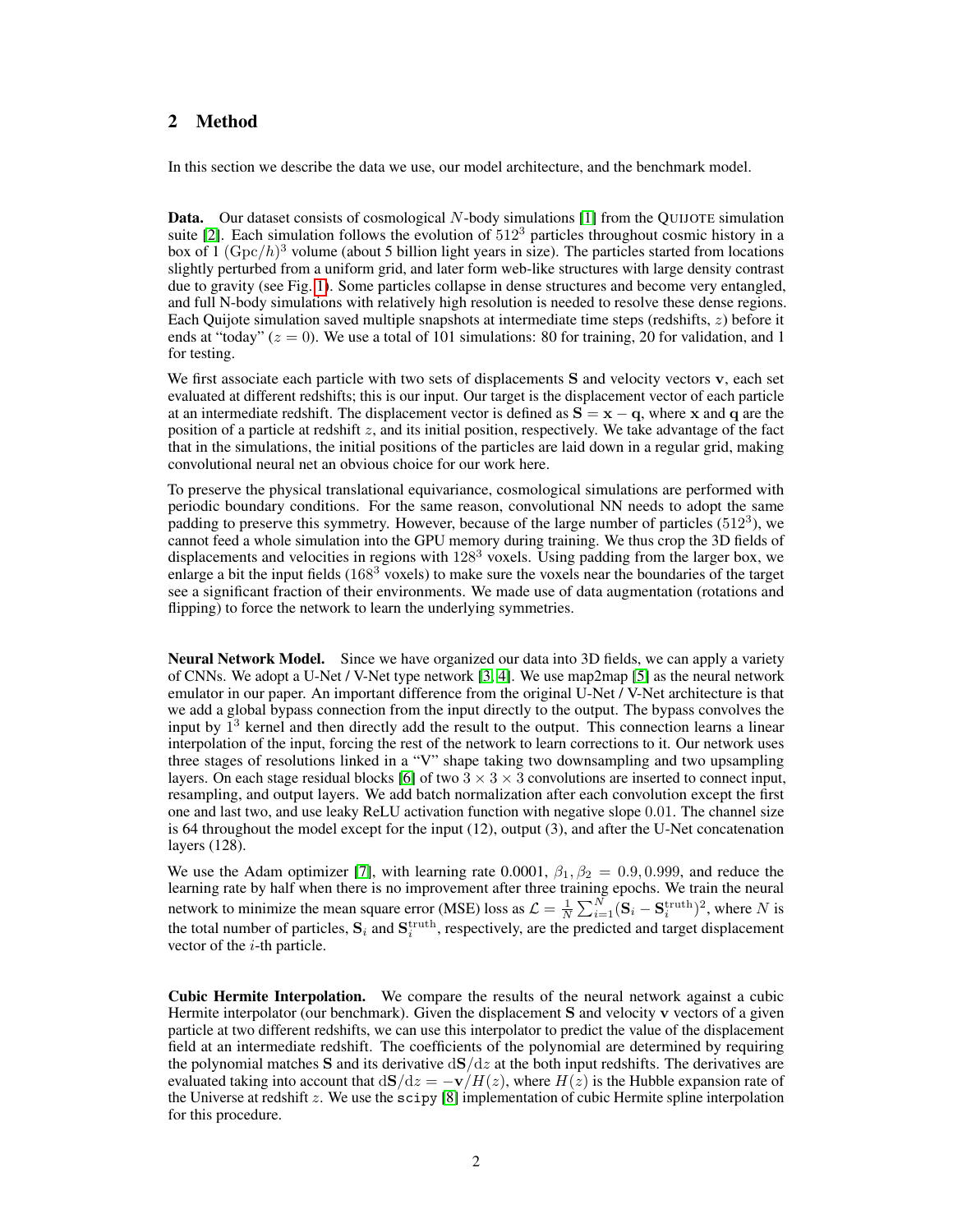## 2 Method

In this section we describe the data we use, our model architecture, and the benchmark model.

**Data.** Our dataset consists of cosmological $N$-body simulations [1] from the QUIJOTE simulation suite [2]. Each simulation follows the evolution of $512^3$ particles throughout cosmic history in a box of 1 $(\mathrm{Gpc}/h)^3$ volume (about 5 billion light years in size). The particles started from locations slightly perturbed from a uniform grid, and later form web-like structures with large density contrast due to gravity (see Fig. 1). Some particles collapse in dense structures and become very entangled, and full N-body simulations with relatively high resolution is needed to resolve these dense regions. Each Quijote simulation saved multiple snapshots at intermediate time steps (redshifts, $z$) before it ends at "today" ($z = 0$). We use a total of 101 simulations: 80 for training, 20 for validation, and 1 for testing.

We first associate each particle with two sets of displacements $\mathbf{S}$ and velocity vectors $\mathbf{v}$, each set evaluated at different redshifts; this is our input. Our target is the displacement vector of each particle at an intermediate redshift. The displacement vector is defined as $\mathbf{S} = \mathbf{x} - \mathbf{q}$, where $\mathbf{x}$ and $\mathbf{q}$ are the position of a particle at redshift $z$, and its initial position, respectively. We take advantage of the fact that in the simulations, the initial positions of the particles are laid down in a regular grid, making convolutional neural net an obvious choice for our work here.

To preserve the physical translational equivariance, cosmological simulations are performed with periodic boundary conditions. For the same reason, convolutional NN needs to adopt the same padding to preserve this symmetry. However, because of the large number of particles ($512^3$), we cannot feed a whole simulation into the GPU memory during training. We thus crop the 3D fields of displacements and velocities in regions with $128^3$ voxels. Using padding from the larger box, we enlarge a bit the input fields ($168^3$ voxels) to make sure the voxels near the boundaries of the target see a significant fraction of their environments. We made use of data augmentation (rotations and flipping) to force the network to learn the underlying symmetries.

**Neural Network Model.** Since we have organized our data into 3D fields, we can apply a variety of CNNs. We adopt a U-Net / V-Net type network [3, 4]. We use map2map [5] as the neural network emulator in our paper. An important difference from the original U-Net / V-Net architecture is that we add a global bypass connection from the input directly to the output. The bypass convolves the input by $1^3$ kernel and then directly add the result to the output. This connection learns a linear interpolation of the input, forcing the rest of the network to learn corrections to it. Our network uses three stages of resolutions linked in a "V" shape taking two downsampling and two upsampling layers. On each stage residual blocks [6] of two $3 \times 3 \times 3$ convolutions are inserted to connect input, resampling, and output layers. We add batch normalization after each convolution except the first one and last two, and use leaky ReLU activation function with negative slope 0.01. The channel size is 64 throughout the model except for the input (12), output (3), and after the U-Net concatenation layers (128).

We use the Adam optimizer [7], with learning rate 0.0001, $\beta_1, \beta_2 = 0.9, 0.999$, and reduce the learning rate by half when there is no improvement after three training epochs. We train the neural network to minimize the mean square error (MSE) loss as $\mathcal{L} = \frac{1}{N}\sum_{i=1}^{N}(\mathbf{S}_i - \mathbf{S}_i^{\mathrm{truth}})^2$, where $N$ is the total number of particles, $\mathbf{S}_i$ and $\mathbf{S}_i^{\mathrm{truth}}$, respectively, are the predicted and target displacement vector of the $i$-th particle.

**Cubic Hermite Interpolation.** We compare the results of the neural network against a cubic Hermite interpolator (our benchmark). Given the displacement $\mathbf{S}$ and velocity $\mathbf{v}$ vectors of a given particle at two different redshifts, we can use this interpolator to predict the value of the displacement field at an intermediate redshift. The coefficients of the polynomial are determined by requiring the polynomial matches $\mathbf{S}$ and its derivative $\mathrm{d}\mathbf{S}/\mathrm{d}z$ at the both input redshifts. The derivatives are evaluated taking into account that $\mathrm{d}\mathbf{S}/\mathrm{d}z = -\mathbf{v}/H(z)$, where $H(z)$ is the Hubble expansion rate of the Universe at redshift $z$. We use the `scipy` [8] implementation of cubic Hermite spline interpolation for this procedure.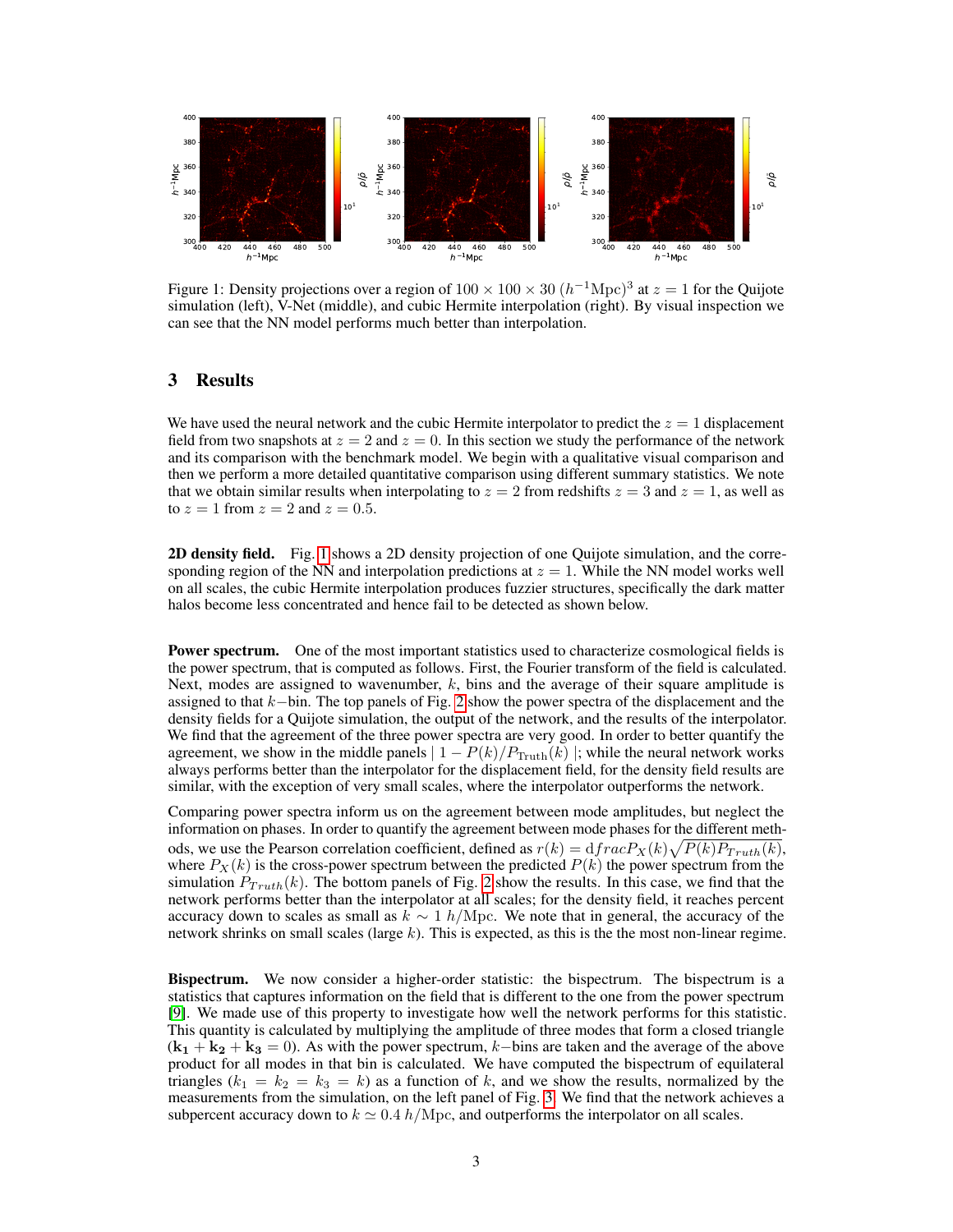Figure 1: Density projections over a region of $100 \times 100 \times 30$ $(h^{-1}\mathrm{Mpc})^3$ at $z = 1$ for the Quijote simulation (left), V-Net (middle), and cubic Hermite interpolation (right). By visual inspection we can see that the NN model performs much better than interpolation.

## 3 Results

We have used the neural network and the cubic Hermite interpolator to predict the $z = 1$ displacement field from two snapshots at $z = 2$ and $z = 0$. In this section we study the performance of the network and its comparison with the benchmark model. We begin with a qualitative visual comparison and then we perform a more detailed quantitative comparison using different summary statistics. We note that we obtain similar results when interpolating to $z = 2$ from redshifts $z = 3$ and $z = 1$, as well as to $z = 1$ from $z = 2$ and $z = 0.5$.

**2D density field.** Fig. 1 shows a 2D density projection of one Quijote simulation, and the corresponding region of the NN and interpolation predictions at $z = 1$. While the NN model works well on all scales, the cubic Hermite interpolation produces fuzzier structures, specifically the dark matter halos become less concentrated and hence fail to be detected as shown below.

**Power spectrum.** One of the most important statistics used to characterize cosmological fields is the power spectrum, that is computed as follows. First, the Fourier transform of the field is calculated. Next, modes are assigned to wavenumber, $k$, bins and the average of their square amplitude is assigned to that $k-$bin. The top panels of Fig. 2 show the power spectra of the displacement and the density fields for a Quijote simulation, the output of the network, and the results of the interpolator. We find that the agreement of the three power spectra are very good. In order to better quantify the agreement, we show in the middle panels $\mid 1 - P(k)/P_{\mathrm{Truth}}(k) \mid$; while the neural network works always performs better than the interpolator for the displacement field, for the density field results are similar, with the exception of very small scales, where the interpolator outperforms the network.

Comparing power spectra inform us on the agreement between mode amplitudes, but neglect the information on phases. In order to quantify the agreement between mode phases for the different methods, we use the Pearson correlation coefficient, defined as $r(k) = \mathrm{d}fracP_X(k)\sqrt{P(k)P_{Truth}(k)}$, where $P_X(k)$ is the cross-power spectrum between the predicted $P(k)$ the power spectrum from the simulation $P_{Truth}(k)$. The bottom panels of Fig. 2 show the results. In this case, we find that the network performs better than the interpolator at all scales; for the density field, it reaches percent accuracy down to scales as small as $k \sim 1$ $h/\mathrm{Mpc}$. We note that in general, the accuracy of the network shrinks on small scales (large $k$). This is expected, as this is the the most non-linear regime.

**Bispectrum.** We now consider a higher-order statistic: the bispectrum. The bispectrum is a statistics that captures information on the field that is different to the one from the power spectrum [9]. We made use of this property to investigate how well the network performs for this statistic. This quantity is calculated by multiplying the amplitude of three modes that form a closed triangle ($\mathbf{k_1} + \mathbf{k_2} + \mathbf{k_3} = 0$). As with the power spectrum, $k-$bins are taken and the average of the above product for all modes in that bin is calculated. We have computed the bispectrum of equilateral triangles ($k_1 = k_2 = k_3 = k$) as a function of $k$, and we show the results, normalized by the measurements from the simulation, on the left panel of Fig. 3. We find that the network achieves a subpercent accuracy down to $k \simeq 0.4$ $h/\mathrm{Mpc}$, and outperforms the interpolator on all scales.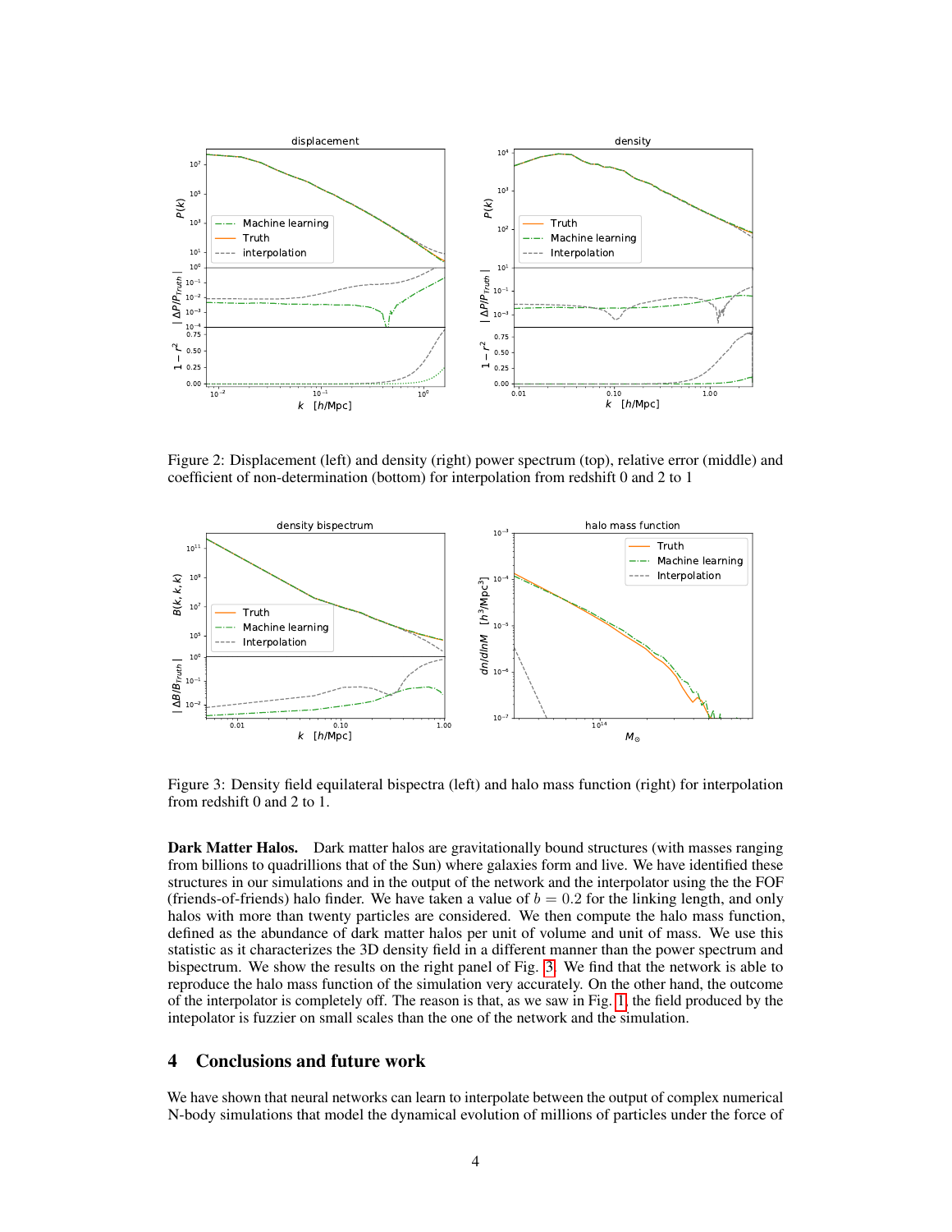Figure 2: Displacement (left) and density (right) power spectrum (top), relative error (middle) and coefficient of non-determination (bottom) for interpolation from redshift 0 and 2 to 1

Figure 3: Density field equilateral bispectra (left) and halo mass function (right) for interpolation from redshift 0 and 2 to 1.

**Dark Matter Halos.** Dark matter halos are gravitationally bound structures (with masses ranging from billions to quadrillions that of the Sun) where galaxies form and live. We have identified these structures in our simulations and in the output of the network and the interpolator using the the FOF (friends-of-friends) halo finder. We have taken a value of $b = 0.2$ for the linking length, and only halos with more than twenty particles are considered. We then compute the halo mass function, defined as the abundance of dark matter halos per unit of volume and unit of mass. We use this statistic as it characterizes the 3D density field in a different manner than the power spectrum and bispectrum. We show the results on the right panel of Fig. 3. We find that the network is able to reproduce the halo mass function of the simulation very accurately. On the other hand, the outcome of the interpolator is completely off. The reason is that, as we saw in Fig. 1, the field produced by the intepolator is fuzzier on small scales than the one of the network and the simulation.

## 4 Conclusions and future work

We have shown that neural networks can learn to interpolate between the output of complex numerical N-body simulations that model the dynamical evolution of millions of particles under the force of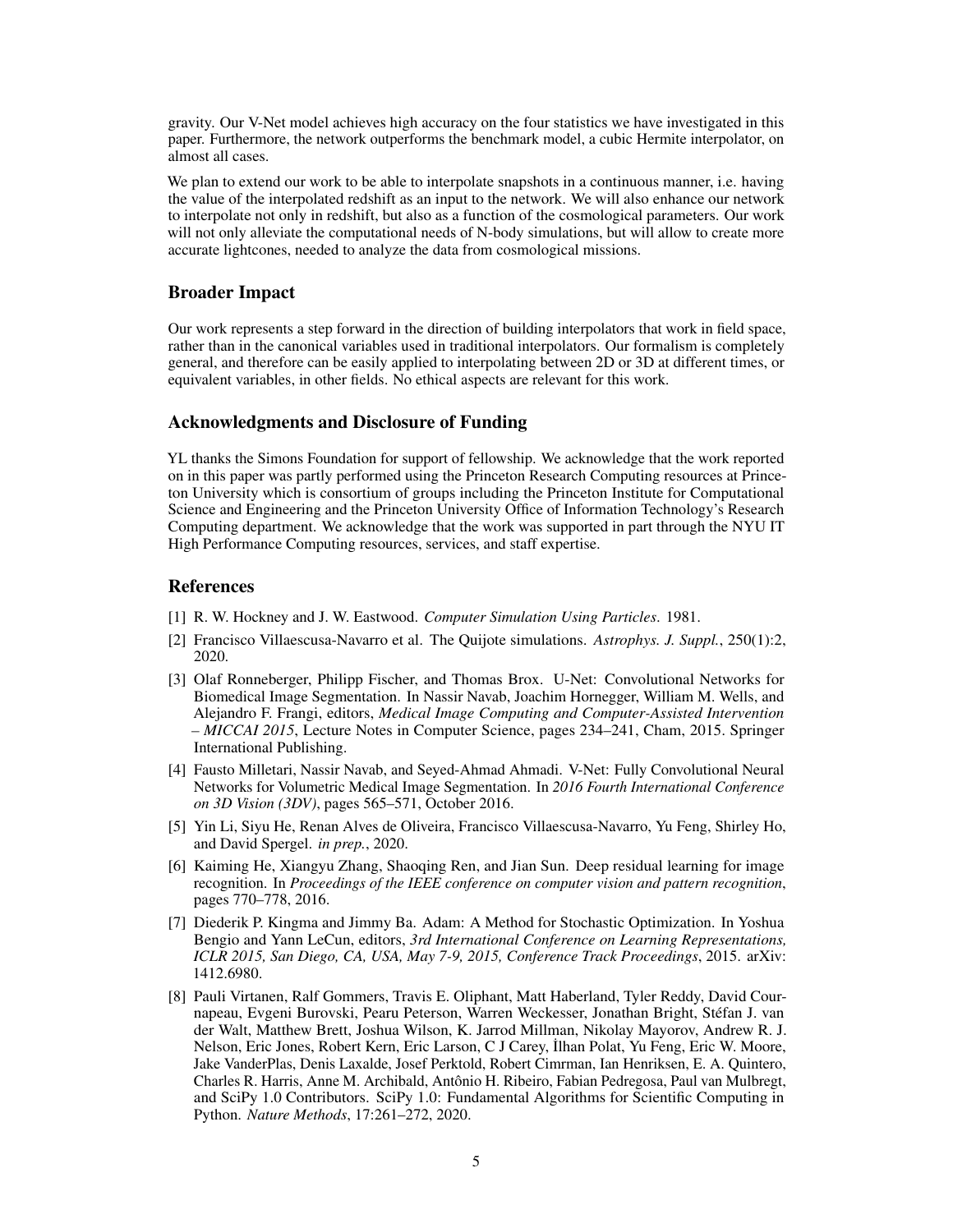gravity. Our V-Net model achieves high accuracy on the four statistics we have investigated in this paper. Furthermore, the network outperforms the benchmark model, a cubic Hermite interpolator, on almost all cases.

We plan to extend our work to be able to interpolate snapshots in a continuous manner, i.e. having the value of the interpolated redshift as an input to the network. We will also enhance our network to interpolate not only in redshift, but also as a function of the cosmological parameters. Our work will not only alleviate the computational needs of N-body simulations, but will allow to create more accurate lightcones, needed to analyze the data from cosmological missions.

## Broader Impact

Our work represents a step forward in the direction of building interpolators that work in field space, rather than in the canonical variables used in traditional interpolators. Our formalism is completely general, and therefore can be easily applied to interpolating between 2D or 3D at different times, or equivalent variables, in other fields. No ethical aspects are relevant for this work.

## Acknowledgments and Disclosure of Funding

YL thanks the Simons Foundation for support of fellowship. We acknowledge that the work reported on in this paper was partly performed using the Princeton Research Computing resources at Princeton University which is consortium of groups including the Princeton Institute for Computational Science and Engineering and the Princeton University Office of Information Technology's Research Computing department. We acknowledge that the work was supported in part through the NYU IT High Performance Computing resources, services, and staff expertise.

## References

[1] R. W. Hockney and J. W. Eastwood. *Computer Simulation Using Particles*. 1981.

[2] Francisco Villaescusa-Navarro et al. The Quijote simulations. *Astrophys. J. Suppl.*, 250(1):2, 2020.

[3] Olaf Ronneberger, Philipp Fischer, and Thomas Brox. U-Net: Convolutional Networks for Biomedical Image Segmentation. In Nassir Navab, Joachim Hornegger, William M. Wells, and Alejandro F. Frangi, editors, *Medical Image Computing and Computer-Assisted Intervention – MICCAI 2015*, Lecture Notes in Computer Science, pages 234–241, Cham, 2015. Springer International Publishing.

[4] Fausto Milletari, Nassir Navab, and Seyed-Ahmad Ahmadi. V-Net: Fully Convolutional Neural Networks for Volumetric Medical Image Segmentation. In *2016 Fourth International Conference on 3D Vision (3DV)*, pages 565–571, October 2016.

[5] Yin Li, Siyu He, Renan Alves de Oliveira, Francisco Villaescusa-Navarro, Yu Feng, Shirley Ho, and David Spergel. *in prep.*, 2020.

[6] Kaiming He, Xiangyu Zhang, Shaoqing Ren, and Jian Sun. Deep residual learning for image recognition. In *Proceedings of the IEEE conference on computer vision and pattern recognition*, pages 770–778, 2016.

[7] Diederik P. Kingma and Jimmy Ba. Adam: A Method for Stochastic Optimization. In Yoshua Bengio and Yann LeCun, editors, *3rd International Conference on Learning Representations, ICLR 2015, San Diego, CA, USA, May 7-9, 2015, Conference Track Proceedings*, 2015. arXiv: 1412.6980.

[8] Pauli Virtanen, Ralf Gommers, Travis E. Oliphant, Matt Haberland, Tyler Reddy, David Cournapeau, Evgeni Burovski, Pearu Peterson, Warren Weckesser, Jonathan Bright, Stéfan J. van der Walt, Matthew Brett, Joshua Wilson, K. Jarrod Millman, Nikolay Mayorov, Andrew R. J. Nelson, Eric Jones, Robert Kern, Eric Larson, C J Carey, İlhan Polat, Yu Feng, Eric W. Moore, Jake VanderPlas, Denis Laxalde, Josef Perktold, Robert Cimrman, Ian Henriksen, E. A. Quintero, Charles R. Harris, Anne M. Archibald, Antônio H. Ribeiro, Fabian Pedregosa, Paul van Mulbregt, and SciPy 1.0 Contributors. SciPy 1.0: Fundamental Algorithms for Scientific Computing in Python. *Nature Methods*, 17:261–272, 2020.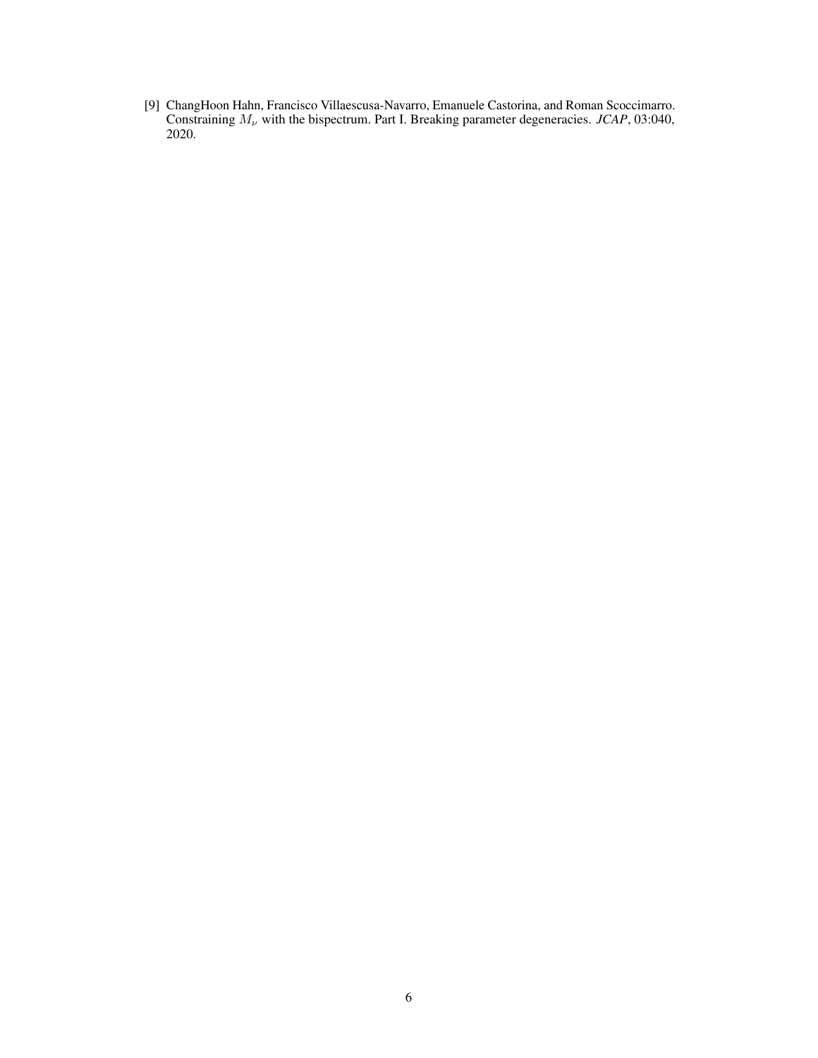[9] ChangHoon Hahn, Francisco Villaescusa-Navarro, Emanuele Castorina, and Roman Scoccimarro. Constraining $M_\nu$ with the bispectrum. Part I. Breaking parameter degeneracies. *JCAP*, 03:040, 2020.